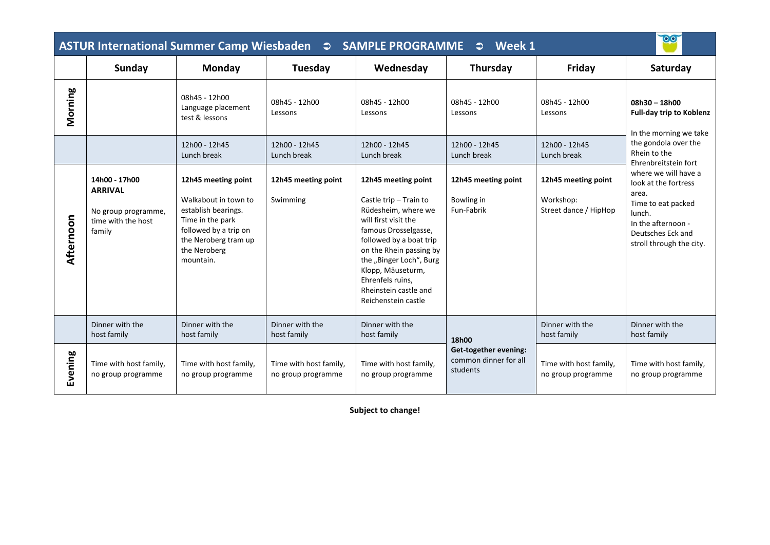## ASTUR International Summer Camp Wiesbaden ➲ SAMPLE PROGRAMME ➲ Week 1

| | Sunday | Monday | Tuesday | Wednesday | Thursday | Friday | Saturday |
|---|---|---|---|---|---|---|---|
| **Morning** | | 08h45 - 12h00<br>Language placement test & lessons | 08h45 - 12h00<br>Lessons | 08h45 - 12h00<br>Lessons | 08h45 - 12h00<br>Lessons | 08h45 - 12h00<br>Lessons | **08h30 – 18h00**<br>**Full-day trip to Koblenz**<br><br>In the morning we take the gondola over the Rhein to the Ehrenbreitstein fort where we will have a look at the fortress area.<br>Time to eat packed lunch.<br>In the afternoon - Deutsches Eck and stroll through the city. |
| | | 12h00 - 12h45<br>Lunch break | 12h00 - 12h45<br>Lunch break | 12h00 - 12h45<br>Lunch break | 12h00 - 12h45<br>Lunch break | 12h00 - 12h45<br>Lunch break | |
| **Afternoon** | **14h00 - 17h00**<br>**ARRIVAL**<br><br>No group programme, time with the host family | **12h45 meeting point**<br><br>Walkabout in town to establish bearings. Time in the park followed by a trip on the Neroberg tram up the Neroberg mountain. | **12h45 meeting point**<br><br>Swimming | **12h45 meeting point**<br><br>Castle trip – Train to Rüdesheim, where we will first visit the famous Drosselgasse, followed by a boat trip on the Rhein passing by the „Binger Loch", Burg Klopp, Mäuseturm, Ehrenfels ruins, Rheinstein castle and Reichenstein castle | **12h45 meeting point**<br><br>Bowling in Fun-Fabrik | **12h45 meeting point**<br><br>Workshop:<br>Street dance / HipHop | |
| | Dinner with the host family | Dinner with the host family | Dinner with the host family | Dinner with the host family | **18h00**<br>**Get-together evening:** common dinner for all students | Dinner with the host family | Dinner with the host family |
| **Evening** | Time with host family, no group programme | Time with host family, no group programme | Time with host family, no group programme | Time with host family, no group programme | | Time with host family, no group programme | Time with host family, no group programme |

**Subject to change!**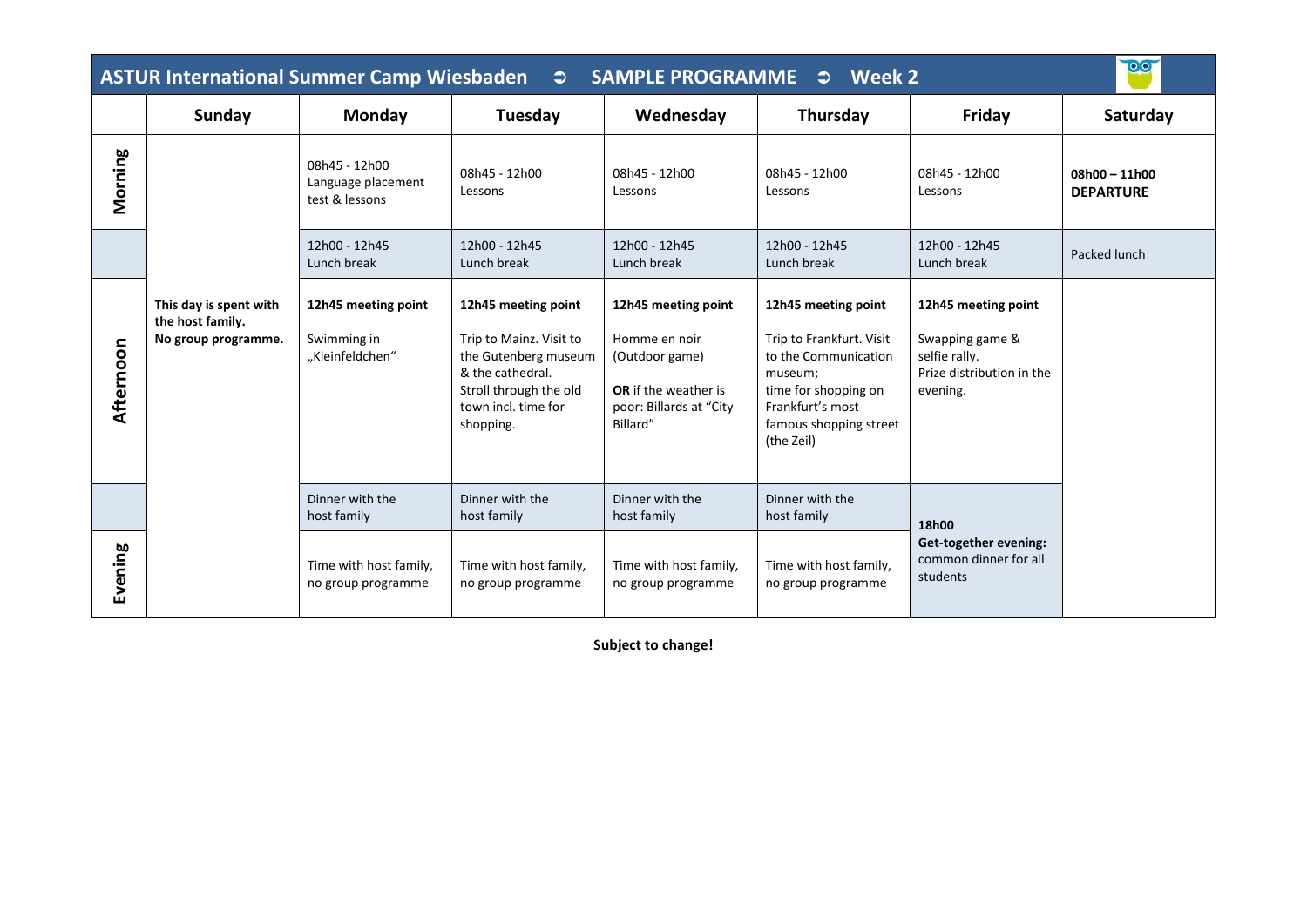## ASTUR International Summer Camp Wiesbaden ➲ SAMPLE PROGRAMME ➲ Week 2

| | Sunday | Monday | Tuesday | Wednesday | Thursday | Friday | Saturday |
|---|---|---|---|---|---|---|---|
| **Morning** | **This day is spent with the host family. No group programme.** | 08h45 - 12h00 Language placement test & lessons | 08h45 - 12h00 Lessons | 08h45 - 12h00 Lessons | 08h45 - 12h00 Lessons | 08h45 - 12h00 Lessons | **08h00 – 11h00 DEPARTURE** |
| | | 12h00 - 12h45 Lunch break | 12h00 - 12h45 Lunch break | 12h00 - 12h45 Lunch break | 12h00 - 12h45 Lunch break | 12h00 - 12h45 Lunch break | Packed lunch |
| **Afternoon** | | **12h45 meeting point** Swimming in „Kleinfeldchen“ | **12h45 meeting point** Trip to Mainz. Visit to the Gutenberg museum & the cathedral. Stroll through the old town incl. time for shopping. | **12h45 meeting point** Homme en noir (Outdoor game) **OR** if the weather is poor: Billards at "City Billard" | **12h45 meeting point** Trip to Frankfurt. Visit to the Communication museum; time for shopping on Frankfurt's most famous shopping street (the Zeil) | **12h45 meeting point** Swapping game & selfie rally. Prize distribution in the evening. | |
| | | Dinner with the host family | Dinner with the host family | Dinner with the host family | Dinner with the host family | **18h00** **Get-together evening:** common dinner for all students | |
| **Evening** | | Time with host family, no group programme | Time with host family, no group programme | Time with host family, no group programme | Time with host family, no group programme | | |

**Subject to change!**